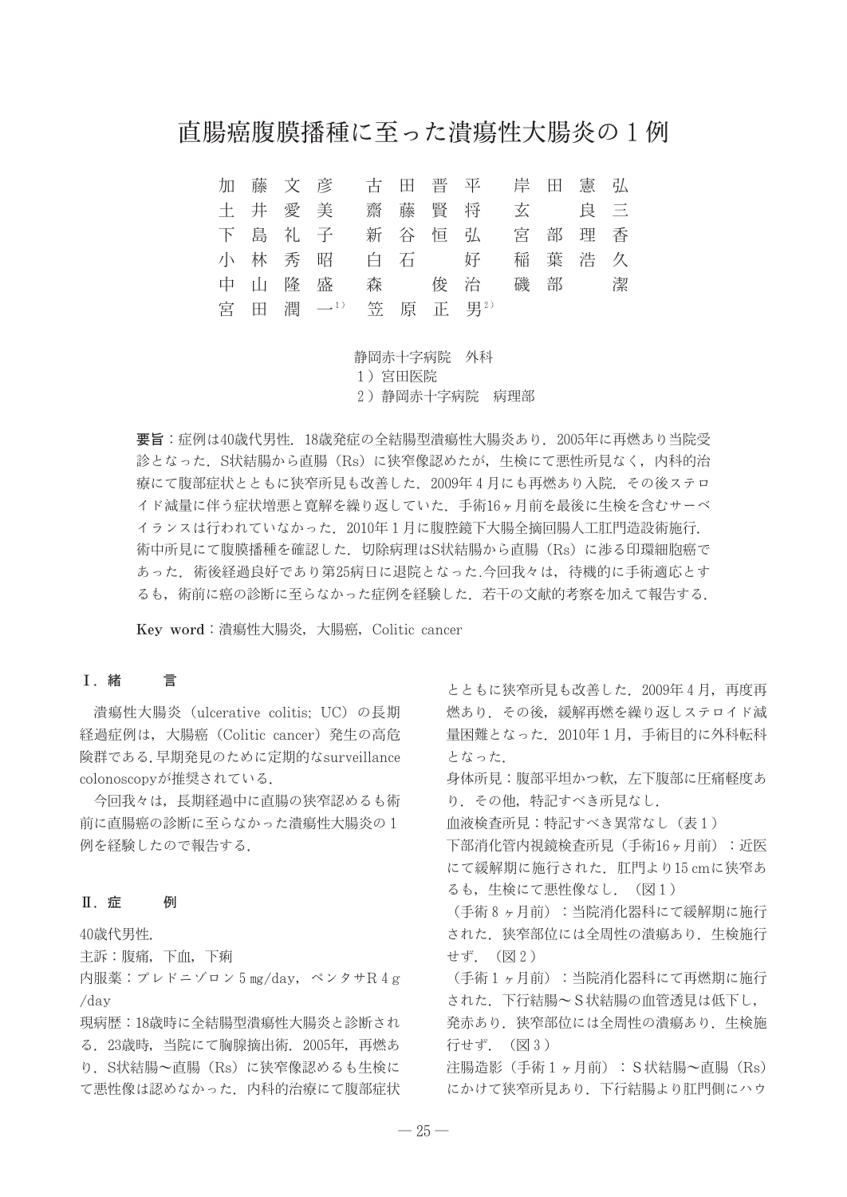# 直腸癌腹膜播種に至った潰瘍性大腸炎の１例

加藤文彦　古田晋平　岸田憲弘
土井愛美　齋藤賢将　玄　良三
下島礼子　新谷恒弘　宮部理香
小林秀昭　白石　好　稲葉浩久
中山隆盛　森　俊治　磯部　潔
宮田潤一[1)]　笠原正男[2)]

静岡赤十字病院　外科
１）宮田医院
２）静岡赤十字病院　病理部

**要旨**：症例は40歳代男性．18歳発症の全結腸型潰瘍性大腸炎あり．2005年に再燃あり当院受診となった．S状結腸から直腸（Rs）に狭窄像認めたが，生検にて悪性所見なく，内科的治療にて腹部症状とともに狭窄所見も改善した．2009年４月にも再燃あり入院．その後ステロイド減量に伴う症状増悪と寛解を繰り返していた．手術16ヶ月前を最後に生検を含むサーベイランスは行われていなかった．2010年１月に腹腔鏡下大腸全摘回腸人工肛門造設術施行．術中所見にて腹膜播種を確認した．切除病理はS状結腸から直腸（Rs）に渉る印環細胞癌であった．術後経過良好であり第25病日に退院となった.今回我々は，待機的に手術適応とするも，術前に癌の診断に至らなかった症例を経験した．若干の文献的考察を加えて報告する．

**Key word**：潰瘍性大腸炎，大腸癌，Colitic cancer

## Ⅰ．緒　　言

潰瘍性大腸炎（ulcerative colitis; UC）の長期経過症例は，大腸癌（Colitic cancer）発生の高危険群である.早期発見のために定期的なsurveillance colonoscopyが推奨されている．

今回我々は，長期経過中に直腸の狭窄認めるも術前に直腸癌の診断に至らなかった潰瘍性大腸炎の１例を経験したので報告する．

## Ⅱ．症　　例

40歳代男性.

主訴：腹痛，下血，下痢

内服薬：プレドニゾロン５㎎/day，ペンタサR４ｇ/day

現病歴：18歳時に全結腸型潰瘍性大腸炎と診断される．23歳時，当院にて胸腺摘出術．2005年，再燃あり．S状結腸～直腸（Rs）に狭窄像認めるも生検にて悪性像は認めなかった．内科的治療にて腹部症状とともに狭窄所見も改善した．2009年４月，再度再燃あり．その後，緩解再燃を繰り返しステロイド減量困難となった．2010年１月，手術目的に外科転科となった．

身体所見：腹部平坦かつ軟，左下腹部に圧痛軽度あり．その他，特記すべき所見なし．

血液検査所見：特記すべき異常なし（表１）

下部消化管内視鏡検査所見（手術16ヶ月前）：近医にて緩解期に施行された．肛門より15 cmに狭窄あるも，生検にて悪性像なし．（図１）

（手術８ヶ月前）：当院消化器科にて緩解期に施行された．狭窄部位には全周性の潰瘍あり．生検施行せず．（図２）

（手術１ヶ月前）：当院消化器科にて再燃期に施行された．下行結腸～Ｓ状結腸の血管透見は低下し，発赤あり．狭窄部位には全周性の潰瘍あり．生検施行せず．（図３）

注腸造影（手術１ヶ月前）：Ｓ状結腸～直腸（Rs）にかけて狭窄所見あり．下行結腸より肛門側にハウ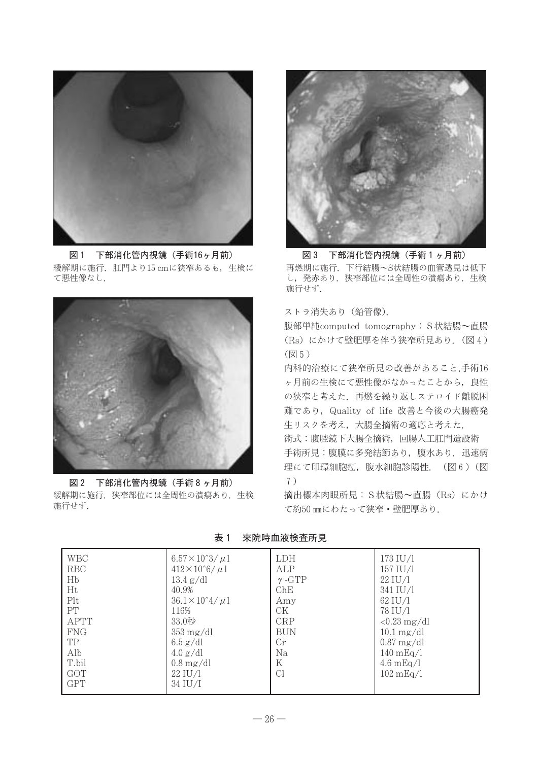図1　下部消化管内視鏡（手術16ヶ月前）
緩解期に施行．肛門より15 cmに狭窄あるも，生検にて悪性像なし．

図2　下部消化管内視鏡（手術8ヶ月前）
緩解期に施行．狭窄部位には全周性の潰瘍あり．生検施行せず．

図3　下部消化管内視鏡（手術1ヶ月前）
再燃期に施行．下行結腸〜S状結腸の血管透見は低下し，発赤あり．狭窄部位には全周性の潰瘍あり．生検施行せず．

ストラ消失あり（鉛管像）．

腹部単純computed tomography：S状結腸〜直腸（Rs）にかけて壁肥厚を伴う狭窄所見あり．（図4）（図5）

内科的治療にて狭窄所見の改善があること,手術16ヶ月前の生検にて悪性像がなかったことから，良性の狭窄と考えた．再燃を繰り返しステロイド離脱困難であり，Quality of life 改善と今後の大腸癌発生リスクを考え，大腸全摘術の適応と考えた．

術式：腹腔鏡下大腸全摘術，回腸人工肛門造設術

手術所見：腹膜に多発結節あり，腹水あり．迅速病理にて印環細胞癌，腹水細胞診陽性．（図6）（図7）

摘出標本肉眼所見：S状結腸〜直腸（Rs）にかけて約50 mmにわたって狭窄・壁肥厚あり．

表1　来院時血液検査所見

| | | | |
|---|---|---|---|
| WBC | $6.57\times10^{3}/\mu l$ | LDH | 173 IU/l |
| RBC | $412\times10^{6}/\mu l$ | ALP | 157 IU/l |
| Hb | 13.4 g/dl | $\gamma$-GTP | 22 IU/l |
| Ht | 40.9% | ChE | 341 IU/l |
| Plt | $36.1\times10^{4}/\mu l$ | Amy | 62 IU/l |
| PT | 116% | CK | 78 IU/l |
| APTT | 33.0秒 | CRP | <0.23 mg/dl |
| FNG | 353 mg/dl | BUN | 10.1 mg/dl |
| TP | 6.5 g/dl | Cr | 0.87 mg/dl |
| Alb | 4.0 g/dl | Na | 140 mEq/l |
| T.bil | 0.8 mg/dl | K | 4.6 mEq/l |
| GOT | 22 IU/l | Cl | 102 mEq/l |
| GPT | 34 IU/I | | |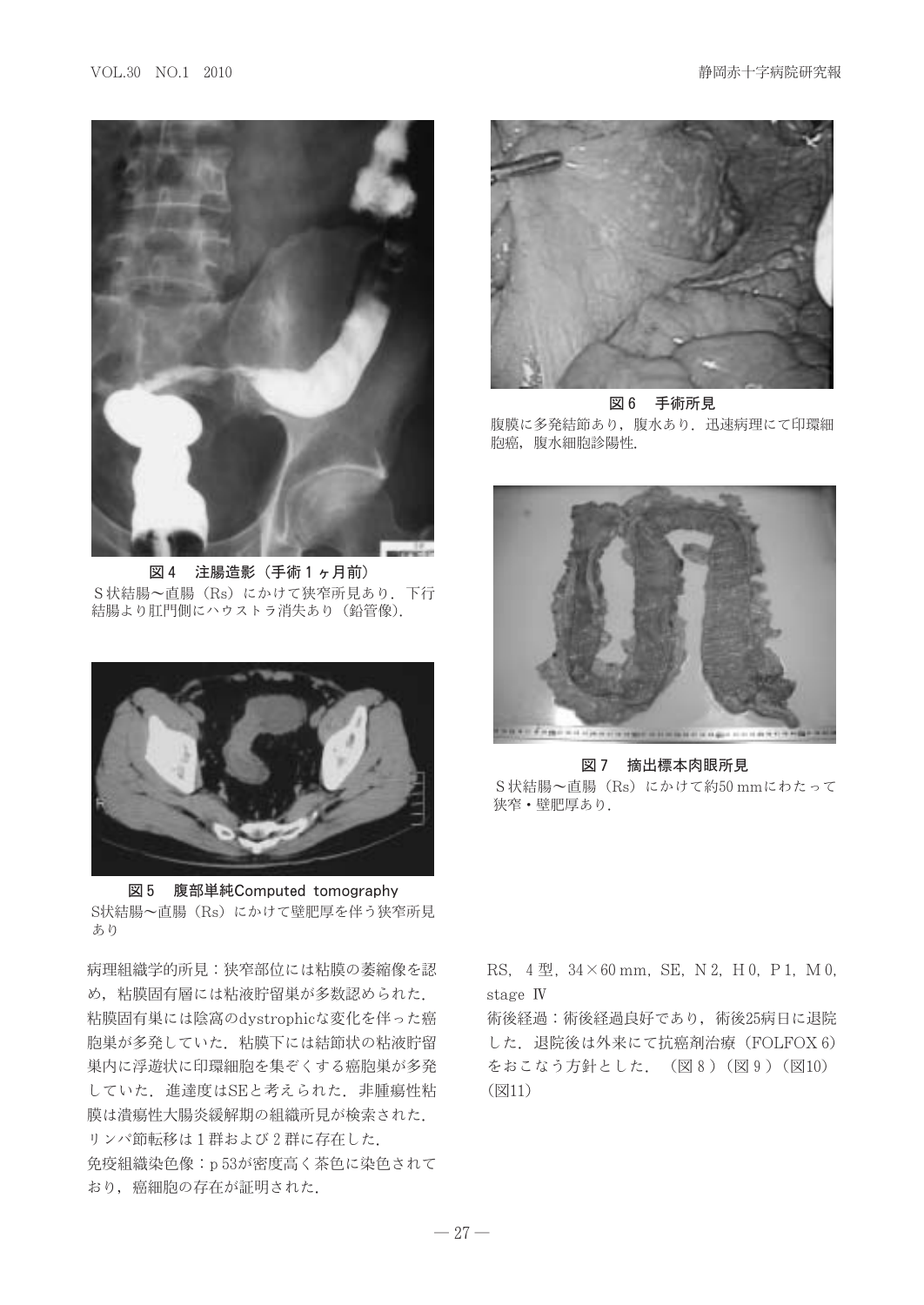図4　注腸造影（手術1ヶ月前）
S状結腸～直腸（Rs）にかけて狭窄所見あり．下行結腸より肛門側にハウストラ消失あり（鉛管像）．

図5　腹部単純Computed tomography
S状結腸～直腸（Rs）にかけて壁肥厚を伴う狭窄所見あり

図6　手術所見
腹膜に多発結節あり，腹水あり．迅速病理にて印環細胞癌，腹水細胞診陽性．

図7　摘出標本肉眼所見
S状結腸～直腸（Rs）にかけて約50 mmにわたって狭窄・壁肥厚あり．

病理組織学的所見：狭窄部位には粘膜の萎縮像を認め，粘膜固有層には粘液貯留巣が多数認められた．粘膜固有巣には陰窩のdystrophicな変化を伴った癌胞巣が多発していた．粘膜下には結節状の粘液貯留巣内に浮遊状に印環細胞を集ぞくする癌胞巣が多発していた．進達度はSEと考えられた．非腫瘍性粘膜は潰瘍性大腸炎緩解期の組織所見が検索された．リンパ節転移は1群および2群に存在した．

免疫組織染色像：p 53が密度高く茶色に染色されており，癌細胞の存在が証明された．

RS，4型，34×60 mm，SE，N 2，H 0，P 1，M 0，stage Ⅳ

術後経過：術後経過良好であり，術後25病日に退院した．退院後は外来にて抗癌剤治療（FOLFOX 6）をおこなう方針とした．（図8）（図9）（図10）（図11）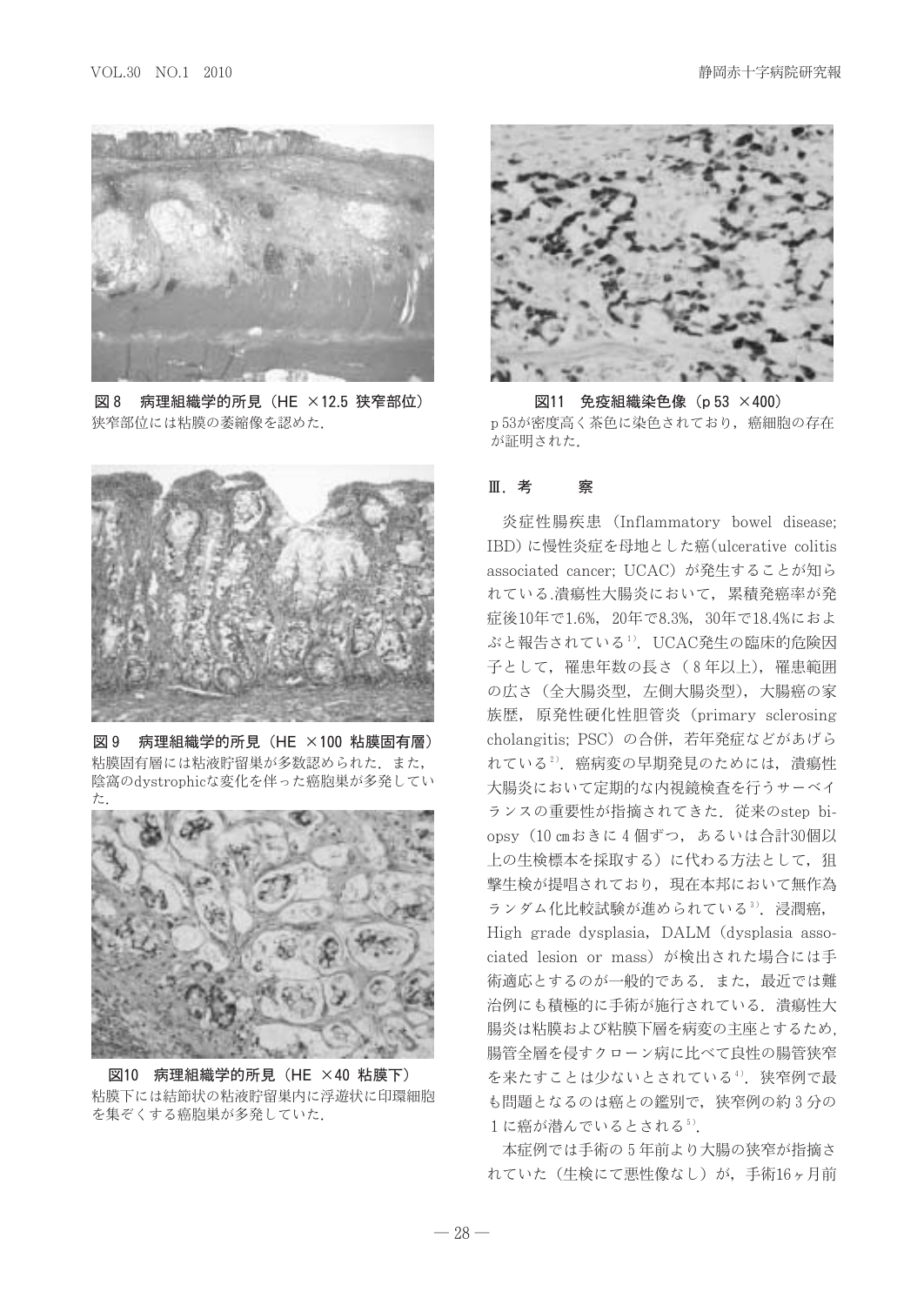**図8　病理組織学的所見（HE ×12.5 狭窄部位）**
狭窄部位には粘膜の萎縮像を認めた．

**図9　病理組織学的所見（HE ×100 粘膜固有層）**
粘膜固有層には粘液貯留巣が多数認められた．また，陰窩のdystrophicな変化を伴った癌胞巣が多発していた．

**図10　病理組織学的所見（HE ×40 粘膜下）**
粘膜下には結節状の粘液貯留巣内に浮遊状に印環細胞を集ぞくする癌胞巣が多発していた．

**図11　免疫組織染色像（p 53 ×400）**
p 53が密度高く茶色に染色されており，癌細胞の存在が証明された．

## Ⅲ．考　　察

炎症性腸疾患（Inflammatory bowel disease; IBD）に慢性炎症を母地とした癌（ulcerative colitis associated cancer; UCAC）が発生することが知られている.潰瘍性大腸炎において，累積発癌率が発症後10年で1.6%，20年で8.3%，30年で18.4%におよぶと報告されている[1]．UCAC発生の臨床的危険因子として，罹患年数の長さ（8年以上），罹患範囲の広さ（全大腸炎型，左側大腸炎型），大腸癌の家族歴，原発性硬化性胆管炎（primary sclerosing cholangitis; PSC）の合併，若年発症などがあげられている[2]．癌病変の早期発見のためには，潰瘍性大腸炎において定期的な内視鏡検査を行うサーベイランスの重要性が指摘されてきた．従来のstep biopsy（10 ㎝おきに4個ずつ，あるいは合計30個以上の生検標本を採取する）に代わる方法として，狙撃生検が提唱されており，現在本邦において無作為ランダム化比較試験が進められている[3]．浸潤癌，High grade dysplasia，DALM（dysplasia associated lesion or mass）が検出された場合には手術適応とするのが一般的である．また，最近では難治例にも積極的に手術が施行されている．潰瘍性大腸炎は粘膜および粘膜下層を病変の主座とするため，腸管全層を侵すクローン病に比べて良性の腸管狭窄を来たすことは少ないとされている[4]．狭窄例で最も問題となるのは癌との鑑別で，狭窄例の約3分の1に癌が潜んでいるとされる[5]．

本症例では手術の5年前より大腸の狭窄が指摘されていた（生検にて悪性像なし）が，手術16ヶ月前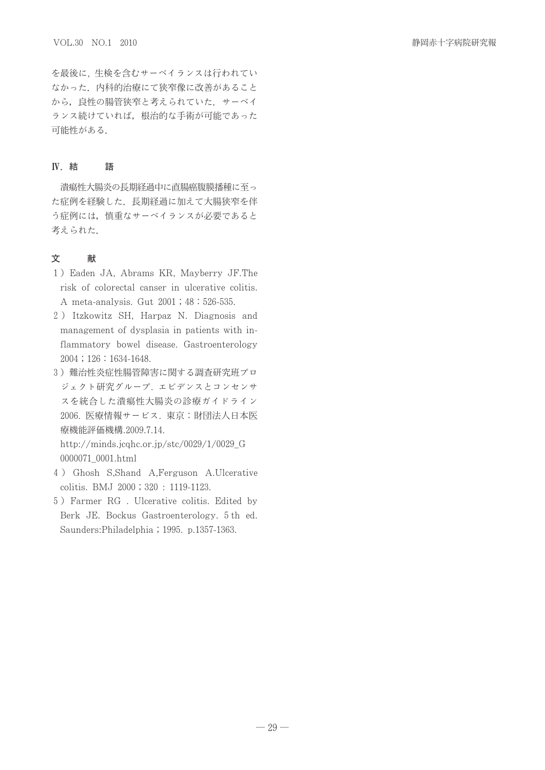を最後に，生検を含むサーベイランスは行われていなかった．内科的治療にて狭窄像に改善があることから，良性の腸管狭窄と考えられていた．サーベイランス続けていれば，根治的な手術が可能であった可能性がある．

## Ⅳ．結　　語

潰瘍性大腸炎の長期経過中に直腸癌腹膜播種に至った症例を経験した．長期経過に加えて大腸狭窄を伴う症例には，慎重なサーベイランスが必要であると考えられた．

## 文　　献

1）Eaden JA, Abrams KR, Mayberry JF.The risk of colorectal canser in ulcerative colitis. A meta-analysis. Gut 2001；48：526-535.

2）Itzkowitz SH, Harpaz N. Diagnosis and management of dysplasia in patients with inflammatory bowel disease. Gastroenterology 2004；126：1634-1648.

3）難治性炎症性腸管障害に関する調査研究班プロジェクト研究グループ．エビデンスとコンセンサスを統合した潰瘍性大腸炎の診療ガイドライン 2006. 医療情報サービス．東京：財団法人日本医療機能評価機構.2009.7.14. http://minds.jcqhc.or.jp/stc/0029/1/0029_G0000071_0001.html

4）Ghosh S,Shand A,Ferguson A.Ulcerative colitis. BMJ 2000；320 : 1119-1123.

5）Farmer RG . Ulcerative colitis. Edited by Berk JE. Bockus Gastroenterology. 5 th ed. Saunders:Philadelphia；1995. p.1357-1363.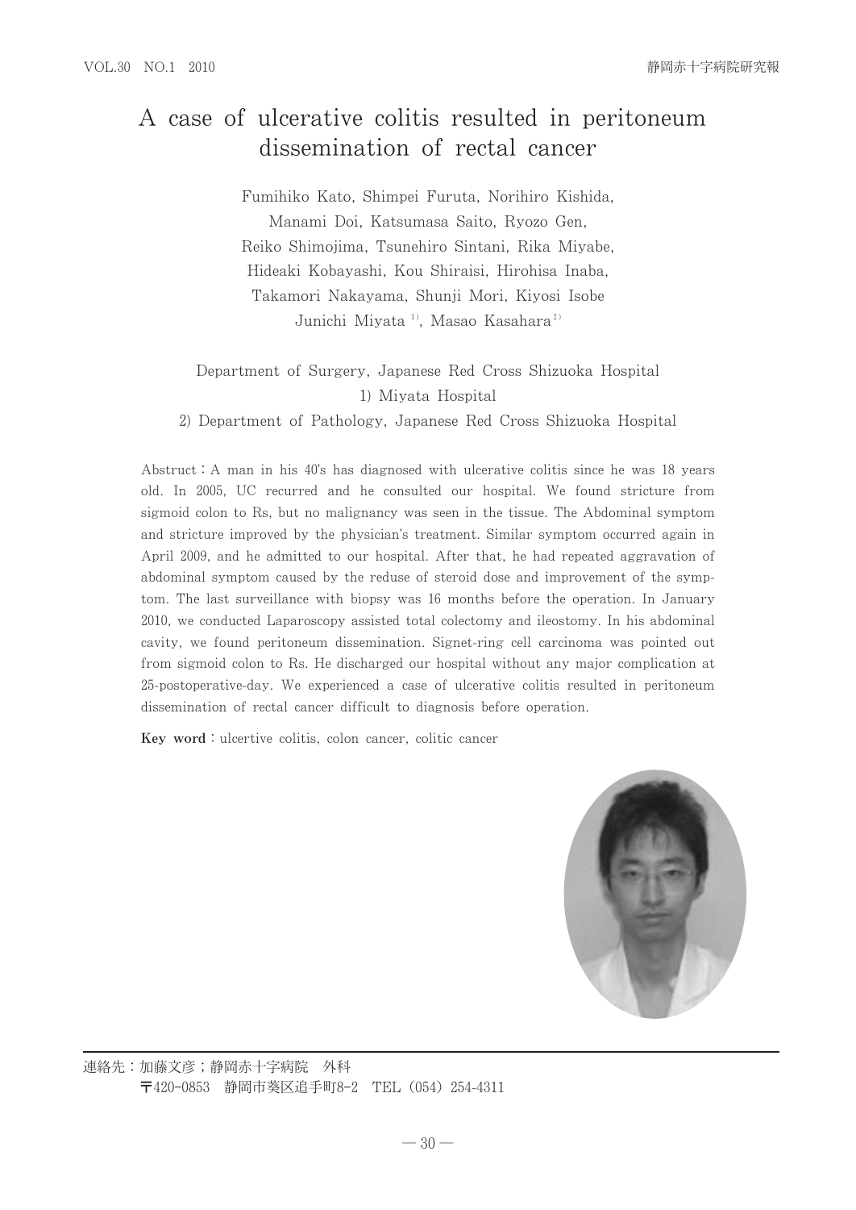# A case of ulcerative colitis resulted in peritoneum dissemination of rectal cancer

Fumihiko Kato, Shimpei Furuta, Norihiro Kishida, Manami Doi, Katsumasa Saito, Ryozo Gen, Reiko Shimojima, Tsunehiro Sintani, Rika Miyabe, Hideaki Kobayashi, Kou Shiraisi, Hirohisa Inaba, Takamori Nakayama, Shunji Mori, Kiyosi Isobe Junichi Miyata [1], Masao Kasahara [2]

Department of Surgery, Japanese Red Cross Shizuoka Hospital
1) Miyata Hospital
2) Department of Pathology, Japanese Red Cross Shizuoka Hospital

Abstruct : A man in his 40's has diagnosed with ulcerative colitis since he was 18 years old. In 2005, UC recurred and he consulted our hospital. We found stricture from sigmoid colon to Rs, but no malignancy was seen in the tissue. The Abdominal symptom and stricture improved by the physician's treatment. Similar symptom occurred again in April 2009, and he admitted to our hospital. After that, he had repeated aggravation of abdominal symptom caused by the reduse of steroid dose and improvement of the symptom. The last surveillance with biopsy was 16 months before the operation. In January 2010, we conducted Laparoscopy assisted total colectomy and ileostomy. In his abdominal cavity, we found peritoneum dissemination. Signet-ring cell carcinoma was pointed out from sigmoid colon to Rs. He discharged our hospital without any major complication at 25-postoperative-day. We experienced a case of ulcerative colitis resulted in peritoneum dissemination of rectal cancer difficult to diagnosis before operation.

**Key word** : ulcertive colitis, colon cancer, colitic cancer

連絡先：加藤文彦；静岡赤十字病院　外科
〒420-0853　静岡市葵区追手町8-2　TEL（054）254-4311